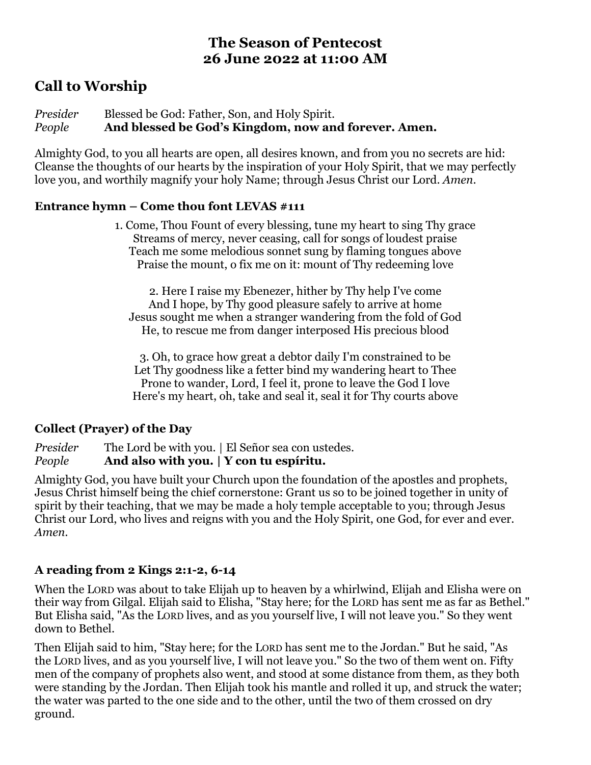# The Season of Pentecost
# 26 June 2022 at 11:00 AM

## Call to Worship

*Presider* Blessed be God: Father, Son, and Holy Spirit.
*People* **And blessed be God's Kingdom, now and forever. Amen.**

Almighty God, to you all hearts are open, all desires known, and from you no secrets are hid: Cleanse the thoughts of our hearts by the inspiration of your Holy Spirit, that we may perfectly love you, and worthily magnify your holy Name; through Jesus Christ our Lord. *Amen.*

### Entrance hymn – Come thou font LEVAS #111

1. Come, Thou Fount of every blessing, tune my heart to sing Thy grace
Streams of mercy, never ceasing, call for songs of loudest praise
Teach me some melodious sonnet sung by flaming tongues above
Praise the mount, o fix me on it: mount of Thy redeeming love

2. Here I raise my Ebenezer, hither by Thy help I've come
And I hope, by Thy good pleasure safely to arrive at home
Jesus sought me when a stranger wandering from the fold of God
He, to rescue me from danger interposed His precious blood

3. Oh, to grace how great a debtor daily I'm constrained to be
Let Thy goodness like a fetter bind my wandering heart to Thee
Prone to wander, Lord, I feel it, prone to leave the God I love
Here's my heart, oh, take and seal it, seal it for Thy courts above

### Collect (Prayer) of the Day

*Presider* The Lord be with you. | El Señor sea con ustedes.
*People* **And also with you. | Y con tu espíritu.**

Almighty God, you have built your Church upon the foundation of the apostles and prophets, Jesus Christ himself being the chief cornerstone: Grant us so to be joined together in unity of spirit by their teaching, that we may be made a holy temple acceptable to you; through Jesus Christ our Lord, who lives and reigns with you and the Holy Spirit, one God, for ever and ever. *Amen.*

### A reading from 2 Kings 2:1-2, 6-14

When the LORD was about to take Elijah up to heaven by a whirlwind, Elijah and Elisha were on their way from Gilgal. Elijah said to Elisha, "Stay here; for the LORD has sent me as far as Bethel." But Elisha said, "As the LORD lives, and as you yourself live, I will not leave you." So they went down to Bethel.

Then Elijah said to him, "Stay here; for the LORD has sent me to the Jordan." But he said, "As the LORD lives, and as you yourself live, I will not leave you." So the two of them went on. Fifty men of the company of prophets also went, and stood at some distance from them, as they both were standing by the Jordan. Then Elijah took his mantle and rolled it up, and struck the water; the water was parted to the one side and to the other, until the two of them crossed on dry ground.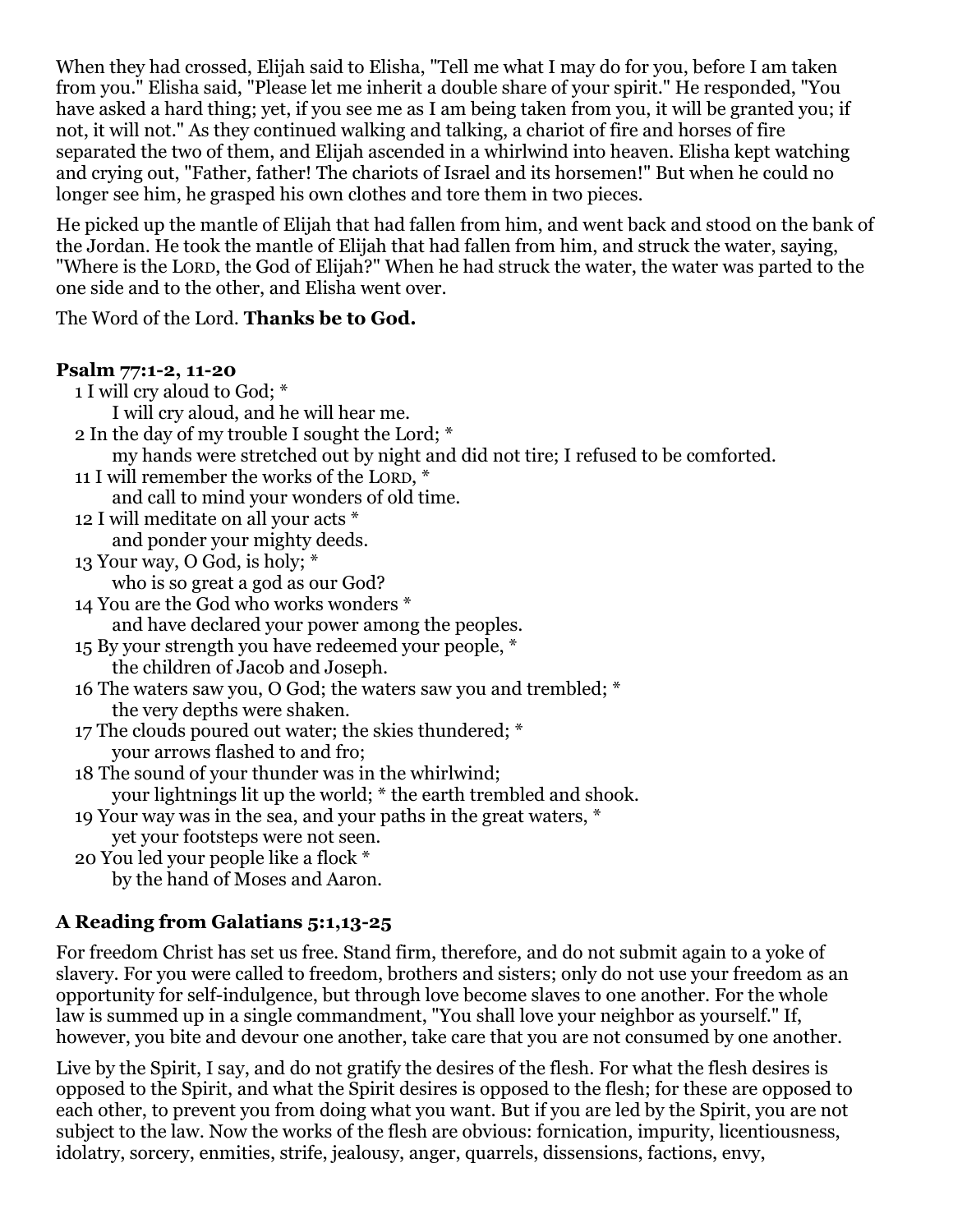When they had crossed, Elijah said to Elisha, "Tell me what I may do for you, before I am taken from you." Elisha said, "Please let me inherit a double share of your spirit." He responded, "You have asked a hard thing; yet, if you see me as I am being taken from you, it will be granted you; if not, it will not." As they continued walking and talking, a chariot of fire and horses of fire separated the two of them, and Elijah ascended in a whirlwind into heaven. Elisha kept watching and crying out, "Father, father! The chariots of Israel and its horsemen!" But when he could no longer see him, he grasped his own clothes and tore them in two pieces.

He picked up the mantle of Elijah that had fallen from him, and went back and stood on the bank of the Jordan. He took the mantle of Elijah that had fallen from him, and struck the water, saying, "Where is the LORD, the God of Elijah?" When he had struck the water, the water was parted to the one side and to the other, and Elisha went over.

The Word of the Lord. **Thanks be to God.**

**Psalm 77:1-2, 11-20**

1 I will cry aloud to God; *
  I will cry aloud, and he will hear me.
2 In the day of my trouble I sought the Lord; *
  my hands were stretched out by night and did not tire; I refused to be comforted.
11 I will remember the works of the LORD, *
  and call to mind your wonders of old time.
12 I will meditate on all your acts *
  and ponder your mighty deeds.
13 Your way, O God, is holy; *
  who is so great a god as our God?
14 You are the God who works wonders *
  and have declared your power among the peoples.
15 By your strength you have redeemed your people, *
  the children of Jacob and Joseph.
16 The waters saw you, O God; the waters saw you and trembled; *
  the very depths were shaken.
17 The clouds poured out water; the skies thundered; *
  your arrows flashed to and fro;
18 The sound of your thunder was in the whirlwind;
  your lightnings lit up the world; * the earth trembled and shook.
19 Your way was in the sea, and your paths in the great waters, *
  yet your footsteps were not seen.
20 You led your people like a flock *
  by the hand of Moses and Aaron.

## A Reading from Galatians 5:1,13-25

For freedom Christ has set us free. Stand firm, therefore, and do not submit again to a yoke of slavery. For you were called to freedom, brothers and sisters; only do not use your freedom as an opportunity for self-indulgence, but through love become slaves to one another. For the whole law is summed up in a single commandment, "You shall love your neighbor as yourself." If, however, you bite and devour one another, take care that you are not consumed by one another.

Live by the Spirit, I say, and do not gratify the desires of the flesh. For what the flesh desires is opposed to the Spirit, and what the Spirit desires is opposed to the flesh; for these are opposed to each other, to prevent you from doing what you want. But if you are led by the Spirit, you are not subject to the law. Now the works of the flesh are obvious: fornication, impurity, licentiousness, idolatry, sorcery, enmities, strife, jealousy, anger, quarrels, dissensions, factions, envy,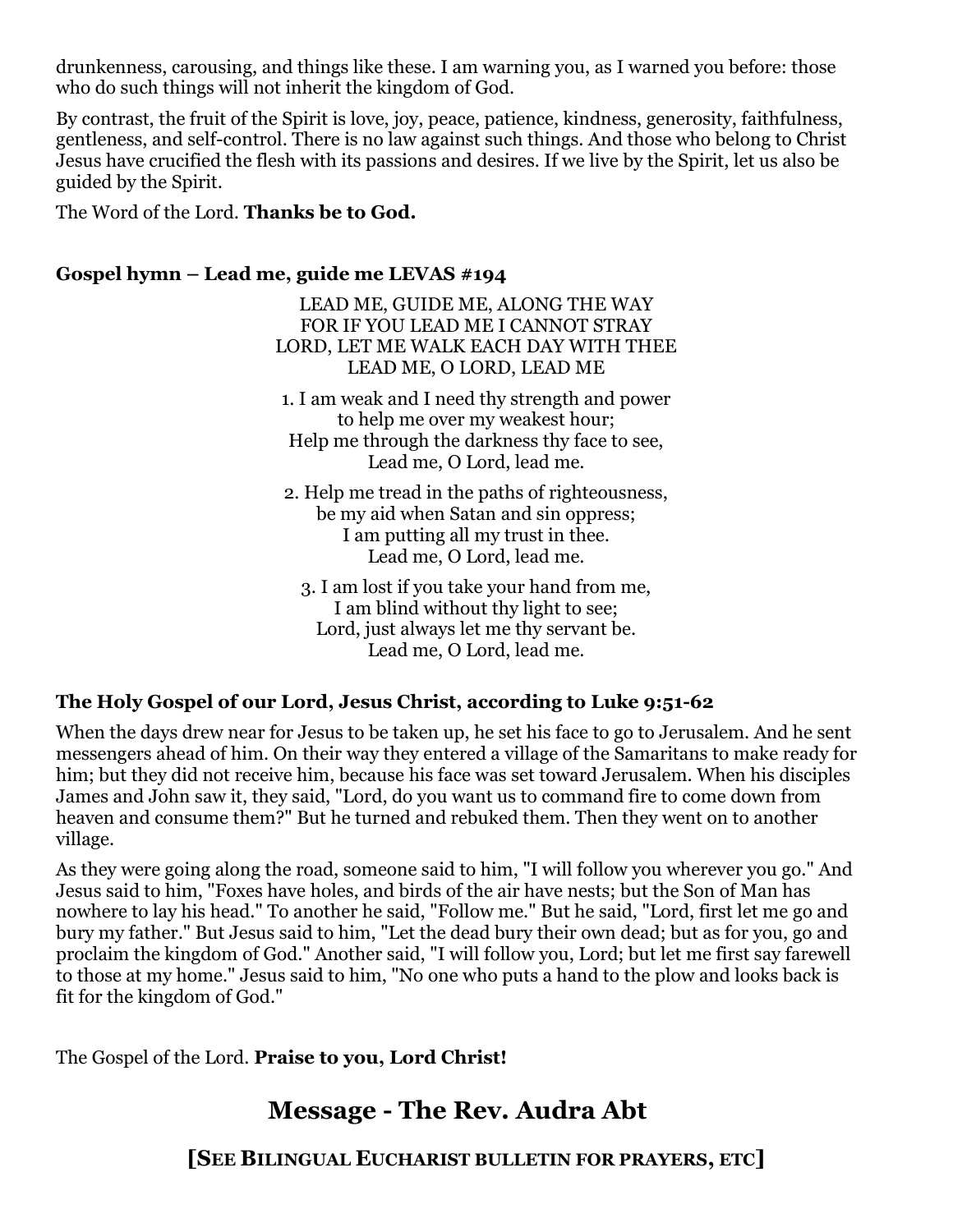drunkenness, carousing, and things like these. I am warning you, as I warned you before: those who do such things will not inherit the kingdom of God.

By contrast, the fruit of the Spirit is love, joy, peace, patience, kindness, generosity, faithfulness, gentleness, and self-control. There is no law against such things. And those who belong to Christ Jesus have crucified the flesh with its passions and desires. If we live by the Spirit, let us also be guided by the Spirit.

The Word of the Lord. **Thanks be to God.**

**Gospel hymn – Lead me, guide me LEVAS #194**

LEAD ME, GUIDE ME, ALONG THE WAY
FOR IF YOU LEAD ME I CANNOT STRAY
LORD, LET ME WALK EACH DAY WITH THEE
LEAD ME, O LORD, LEAD ME

1. I am weak and I need thy strength and power
to help me over my weakest hour;
Help me through the darkness thy face to see,
Lead me, O Lord, lead me.

2. Help me tread in the paths of righteousness,
be my aid when Satan and sin oppress;
I am putting all my trust in thee.
Lead me, O Lord, lead me.

3. I am lost if you take your hand from me,
I am blind without thy light to see;
Lord, just always let me thy servant be.
Lead me, O Lord, lead me.

**The Holy Gospel of our Lord, Jesus Christ, according to Luke 9:51-62**

When the days drew near for Jesus to be taken up, he set his face to go to Jerusalem. And he sent messengers ahead of him. On their way they entered a village of the Samaritans to make ready for him; but they did not receive him, because his face was set toward Jerusalem. When his disciples James and John saw it, they said, "Lord, do you want us to command fire to come down from heaven and consume them?" But he turned and rebuked them. Then they went on to another village.

As they were going along the road, someone said to him, "I will follow you wherever you go." And Jesus said to him, "Foxes have holes, and birds of the air have nests; but the Son of Man has nowhere to lay his head." To another he said, "Follow me." But he said, "Lord, first let me go and bury my father." But Jesus said to him, "Let the dead bury their own dead; but as for you, go and proclaim the kingdom of God." Another said, "I will follow you, Lord; but let me first say farewell to those at my home." Jesus said to him, "No one who puts a hand to the plow and looks back is fit for the kingdom of God."

The Gospel of the Lord. **Praise to you, Lord Christ!**

## Message - The Rev. Audra Abt

### [SEE BILINGUAL EUCHARIST BULLETIN FOR PRAYERS, ETC]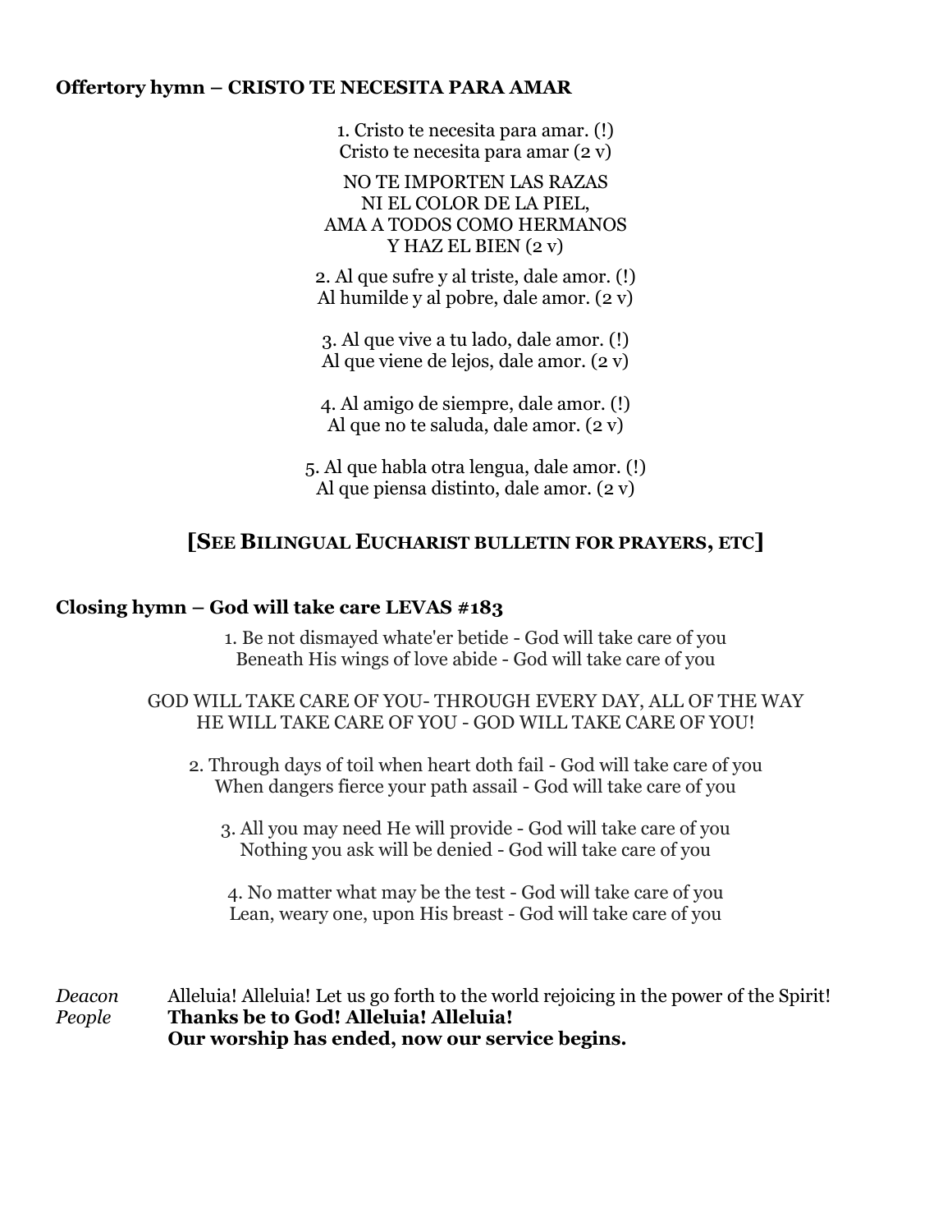**Offertory hymn – CRISTO TE NECESITA PARA AMAR**

1. Cristo te necesita para amar. (!)
Cristo te necesita para amar (2 v)

NO TE IMPORTEN LAS RAZAS
NI EL COLOR DE LA PIEL,
AMA A TODOS COMO HERMANOS
Y HAZ EL BIEN (2 v)

2. Al que sufre y al triste, dale amor. (!)
Al humilde y al pobre, dale amor. (2 v)

3. Al que vive a tu lado, dale amor. (!)
Al que viene de lejos, dale amor. (2 v)

4. Al amigo de siempre, dale amor. (!)
Al que no te saluda, dale amor. (2 v)

5. Al que habla otra lengua, dale amor. (!)
Al que piensa distinto, dale amor. (2 v)

## [SEE BILINGUAL EUCHARIST BULLETIN FOR PRAYERS, ETC]

**Closing hymn – God will take care LEVAS #183**

1. Be not dismayed whate'er betide - God will take care of you
Beneath His wings of love abide - God will take care of you

GOD WILL TAKE CARE OF YOU- THROUGH EVERY DAY, ALL OF THE WAY
HE WILL TAKE CARE OF YOU - GOD WILL TAKE CARE OF YOU!

2. Through days of toil when heart doth fail - God will take care of you
When dangers fierce your path assail - God will take care of you

3. All you may need He will provide - God will take care of you
Nothing you ask will be denied - God will take care of you

4. No matter what may be the test - God will take care of you
Lean, weary one, upon His breast - God will take care of you

*Deacon* Alleluia! Alleluia! Let us go forth to the world rejoicing in the power of the Spirit!
*People* **Thanks be to God! Alleluia! Alleluia!**
**Our worship has ended, now our service begins.**